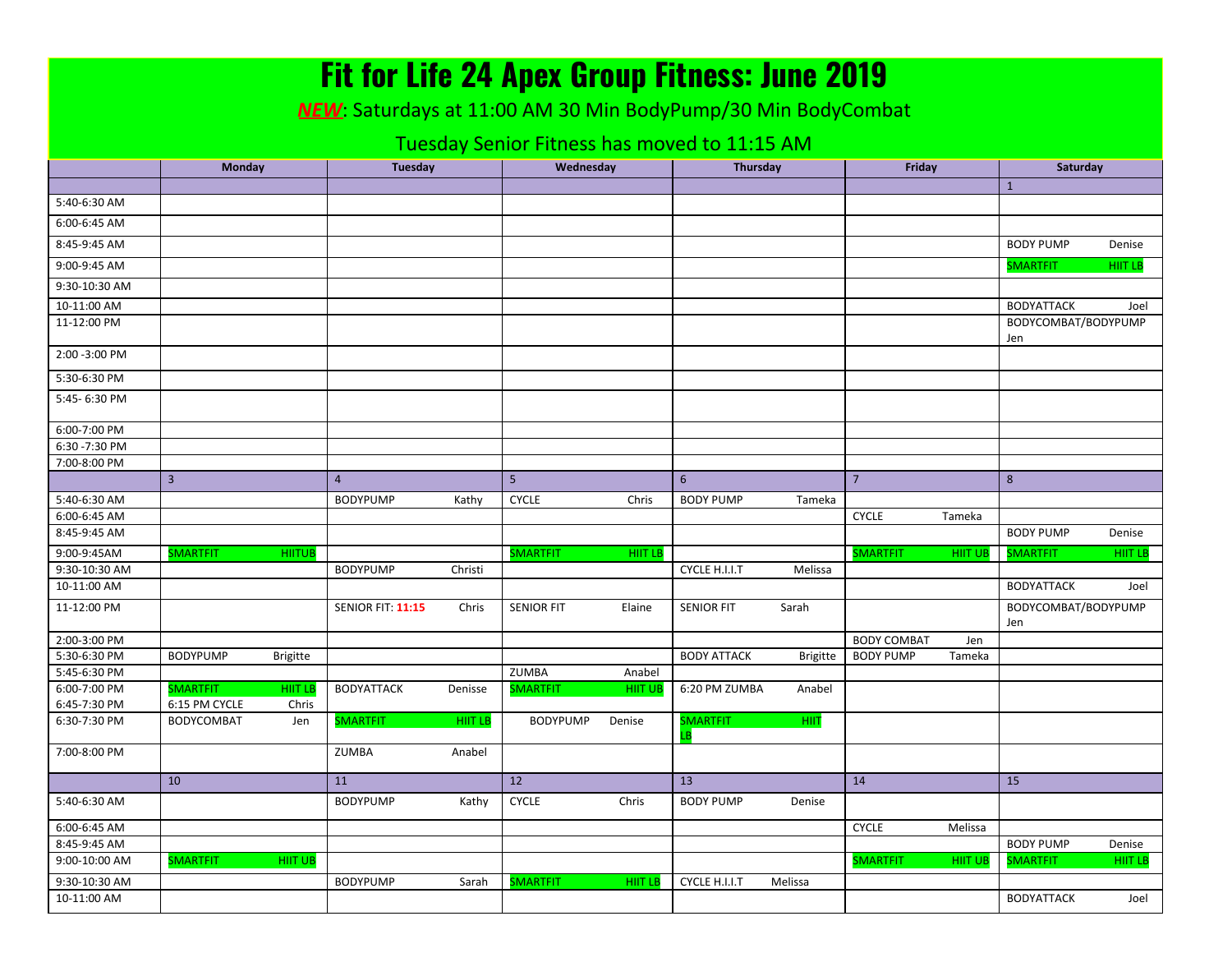# Fit for Life 24 Apex Group Fitness: June 2019

***NEW***: Saturdays at 11:00 AM 30 Min BodyPump/30 Min BodyCombat

Tuesday Senior Fitness has moved to 11:15 AM

| | Monday | Tuesday | Wednesday | Thursday | Friday | Saturday |
|---|---|---|---|---|---|---|
| | | | | | | 1 |
| 5:40-6:30 AM | | | | | | |
| 6:00-6:45 AM | | | | | | |
| 8:45-9:45 AM | | | | | | BODY PUMP Denise |
| 9:00-9:45 AM | | | | | | SMARTFIT HIIT LB |
| 9:30-10:30 AM | | | | | | |
| 10-11:00 AM | | | | | | BODYATTACK Joel |
| 11-12:00 PM | | | | | | BODYCOMBAT/BODYPUMP Jen |
| 2:00 -3:00 PM | | | | | | |
| 5:30-6:30 PM | | | | | | |
| 5:45- 6:30 PM | | | | | | |
| 6:00-7:00 PM | | | | | | |
| 6:30 -7:30 PM | | | | | | |
| 7:00-8:00 PM | | | | | | |
| | 3 | 4 | 5 | 6 | 7 | 8 |
| 5:40-6:30 AM | | BODYPUMP Kathy | CYCLE Chris | BODY PUMP Tameka | | |
| 6:00-6:45 AM | | | | | CYCLE Tameka | |
| 8:45-9:45 AM | | | | | | BODY PUMP Denise |
| 9:00-9:45AM | SMARTFIT HIITUB | | SMARTFIT HIIT LB | | SMARTFIT HIIT UB | SMARTFIT HIIT LB |
| 9:30-10:30 AM | | BODYPUMP Christi | | CYCLE H.I.I.T Melissa | | |
| 10-11:00 AM | | | | | | BODYATTACK Joel |
| 11-12:00 PM | | SENIOR FIT: **11:15** Chris | SENIOR FIT Elaine | SENIOR FIT Sarah | | BODYCOMBAT/BODYPUMP Jen |
| 2:00-3:00 PM | | | | | BODY COMBAT Jen | |
| 5:30-6:30 PM | BODYPUMP Brigitte | | | BODY ATTACK Brigitte | BODY PUMP Tameka | |
| 5:45-6:30 PM | | | ZUMBA Anabel | | | |
| 6:00-7:00 PM | SMARTFIT HIIT LB | BODYATTACK Denisse | SMARTFIT HIIT UB | 6:20 PM ZUMBA Anabel | | |
| 6:45-7:30 PM | 6:15 PM CYCLE Chris | | | | | |
| 6:30-7:30 PM | BODYCOMBAT Jen | SMARTFIT HIIT LB | BODYPUMP Denise | SMARTFIT HIIT LB | | |
| 7:00-8:00 PM | | ZUMBA Anabel | | | | |
| | 10 | 11 | 12 | 13 | 14 | 15 |
| 5:40-6:30 AM | | BODYPUMP Kathy | CYCLE Chris | BODY PUMP Denise | | |
| 6:00-6:45 AM | | | | | CYCLE Melissa | |
| 8:45-9:45 AM | | | | | | BODY PUMP Denise |
| 9:00-10:00 AM | SMARTFIT HIIT UB | | | | SMARTFIT HIIT UB | SMARTFIT HIIT LB |
| 9:30-10:30 AM | | BODYPUMP Sarah | SMARTFIT HIIT LB | CYCLE H.I.I.T Melissa | | |
| 10-11:00 AM | | | | | | BODYATTACK Joel |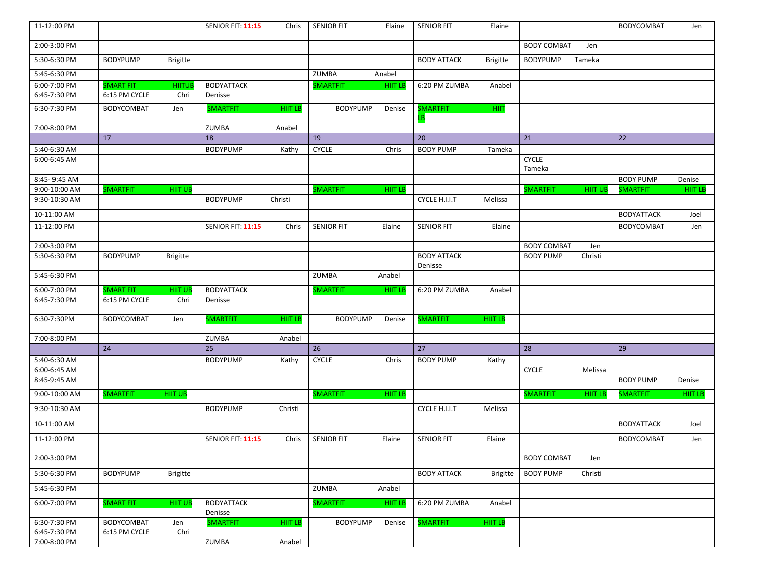| | | | | | | |
|---|---|---|---|---|---|---|
| 11-12:00 PM | | SENIOR FIT: 11:15 Chris | SENIOR FIT Elaine | SENIOR FIT Elaine | | BODYCOMBAT Jen |
| 2:00-3:00 PM | | | | | BODY COMBAT Jen | |
| 5:30-6:30 PM | BODYPUMP Brigitte | | | BODY ATTACK Brigitte | BODYPUMP Tameka | |
| 5:45-6:30 PM | | | ZUMBA Anabel | | | |
| 6:00-7:00 PM<br>6:45-7:30 PM | SMART FIT HIITUB<br>6:15 PM CYCLE Chri | BODYATTACK<br>Denisse | SMARTFIT HIIT LB | 6:20 PM ZUMBA Anabel | | |
| 6:30-7:30 PM | BODYCOMBAT Jen | SMARTFIT HIIT LB | BODYPUMP Denise | SMARTFIT HIIT LB | | |
| 7:00-8:00 PM | | ZUMBA Anabel | | | | |
| | 17 | 18 | 19 | 20 | 21 | 22 |
| 5:40-6:30 AM | | BODYPUMP Kathy | CYCLE Chris | BODY PUMP Tameka | | |
| 6:00-6:45 AM | | | | | CYCLE<br>Tameka | |
| 8:45- 9:45 AM | | | | | | BODY PUMP Denise |
| 9:00-10:00 AM | SMARTFIT HIIT UB | | SMARTFIT HIIT LB | | SMARTFIT HIIT UB | SMARTFIT HIIT LB |
| 9:30-10:30 AM | | BODYPUMP Christi | | CYCLE H.I.I.T Melissa | | |
| 10-11:00 AM | | | | | | BODYATTACK Joel |
| 11-12:00 PM | | SENIOR FIT: 11:15 Chris | SENIOR FIT Elaine | SENIOR FIT Elaine | | BODYCOMBAT Jen |
| 2:00-3:00 PM | | | | | BODY COMBAT Jen | |
| 5:30-6:30 PM | BODYPUMP Brigitte | | | BODY ATTACK<br>Denisse | BODY PUMP Christi | |
| 5:45-6:30 PM | | | ZUMBA Anabel | | | |
| 6:00-7:00 PM<br>6:45-7:30 PM | SMART FIT HIIT UB<br>6:15 PM CYCLE Chri | BODYATTACK<br>Denisse | SMARTFIT HIIT LB | 6:20 PM ZUMBA Anabel | | |
| 6:30-7:30PM | BODYCOMBAT Jen | SMARTFIT HIIT LB | BODYPUMP Denise | SMARTFIT HIIT LB | | |
| 7:00-8:00 PM | | ZUMBA Anabel | | | | |
| | 24 | 25 | 26 | 27 | 28 | 29 |
| 5:40-6:30 AM | | BODYPUMP Kathy | CYCLE Chris | BODY PUMP Kathy | | |
| 6:00-6:45 AM | | | | | CYCLE Melissa | |
| 8:45-9:45 AM | | | | | | BODY PUMP Denise |
| 9:00-10:00 AM | SMARTFIT HIIT UB | | SMARTFIT HIIT LB | | SMARTFIT HIIT LB | SMARTFIT HIIT LB |
| 9:30-10:30 AM | | BODYPUMP Christi | | CYCLE H.I.I.T Melissa | | |
| 10-11:00 AM | | | | | | BODYATTACK Joel |
| 11-12:00 PM | | SENIOR FIT: 11:15 Chris | SENIOR FIT Elaine | SENIOR FIT Elaine | | BODYCOMBAT Jen |
| 2:00-3:00 PM | | | | | BODY COMBAT Jen | |
| 5:30-6:30 PM | BODYPUMP Brigitte | | | BODY ATTACK Brigitte | BODY PUMP Christi | |
| 5:45-6:30 PM | | | ZUMBA Anabel | | | |
| 6:00-7:00 PM | SMART FIT HIIT UB | BODYATTACK<br>Denisse | SMARTFIT HIIT LB | 6:20 PM ZUMBA Anabel | | |
| 6:30-7:30 PM<br>6:45-7:30 PM | BODYCOMBAT Jen<br>6:15 PM CYCLE Chri | SMARTFIT HIIT LB | BODYPUMP Denise | SMARTFIT HIIT LB | | |
| 7:00-8:00 PM | | ZUMBA Anabel | | | | |